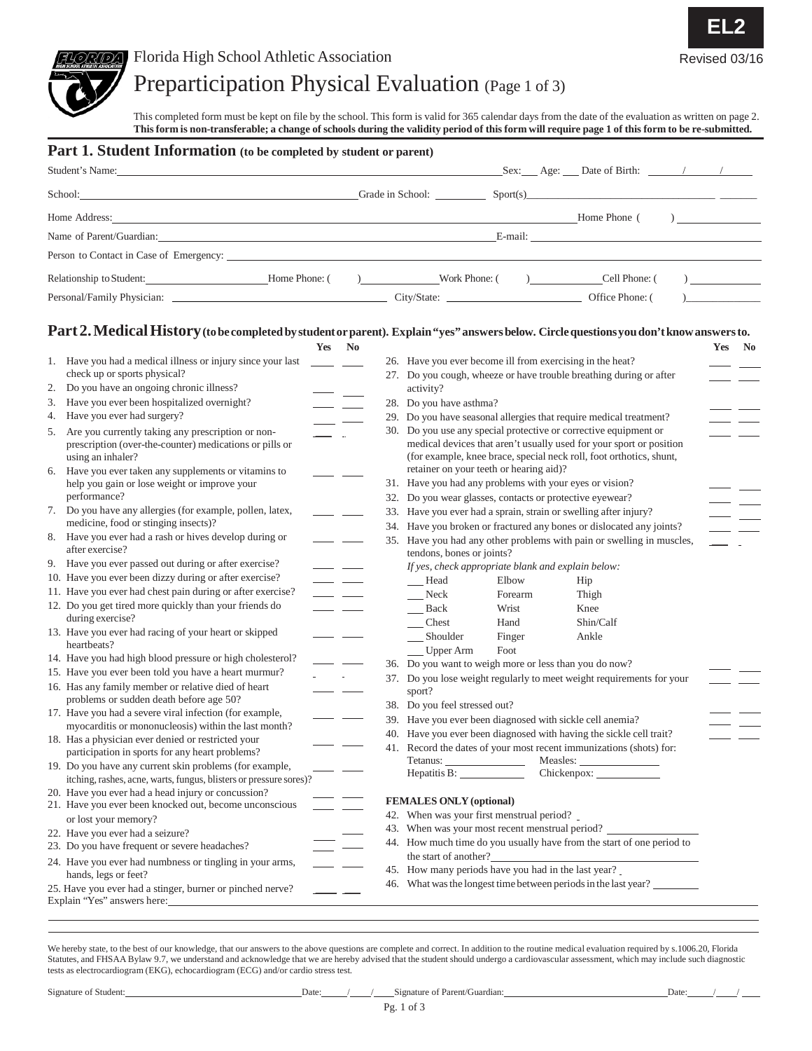EL2

Revised 03/16

Florida High School Athletic Association

# Preparticipation Physical Evaluation (Page 1 of 3)

This completed form must be kept on file by the school. This form is valid for 365 calendar days from the date of the evaluation as written on page 2.
**This form is non-transferable; a change of schools during the validity period of this form will require page 1 of this form to be re-submitted.**

## Part 1. Student Information (to be completed by student or parent)

Student's Name: ______________________ Sex: ___ Age: ___ Date of Birth: ___/___/___

School: ______________________ Grade in School: ________ Sport(s) ______________________

Home Address: ______________________ Home Phone ( ) ________

Name of Parent/Guardian: ______________________ E-mail: ______________________

Person to Contact in Case of Emergency: ______________________

Relationship to Student: ____________ Home Phone: ( ) ________ Work Phone: ( ) ________ Cell Phone: ( ) ________

Personal/Family Physician: ______________________ City/State: ______________ Office Phone: ( ) ________

## Part 2. Medical History (to be completed by student or parent). Explain "yes" answers below. Circle questions you don't know answers to.

| | Yes | No |
|---|---|---|
| 1. Have you had a medical illness or injury since your last check up or sports physical? | ___ | ___ |
| 2. Do you have an ongoing chronic illness? | ___ | ___ |
| 3. Have you ever been hospitalized overnight? | ___ | ___ |
| 4. Have you ever had surgery? | ___ | ___ |
| 5. Are you currently taking any prescription or non-prescription (over-the-counter) medications or pills or using an inhaler? | ___ | ___ |
| 6. Have you ever taken any supplements or vitamins to help you gain or lose weight or improve your performance? | ___ | ___ |
| 7. Do you have any allergies (for example, pollen, latex, medicine, food or stinging insects)? | ___ | ___ |
| 8. Have you ever had a rash or hives develop during or after exercise? | ___ | ___ |
| 9. Have you ever passed out during or after exercise? | ___ | ___ |
| 10. Have you ever been dizzy during or after exercise? | ___ | ___ |
| 11. Have you ever had chest pain during or after exercise? | ___ | ___ |
| 12. Do you get tired more quickly than your friends do during exercise? | ___ | ___ |
| 13. Have you ever had racing of your heart or skipped heartbeats? | ___ | ___ |
| 14. Have you had high blood pressure or high cholesterol? | ___ | ___ |
| 15. Have you ever been told you have a heart murmur? | ___ | ___ |
| 16. Has any family member or relative died of heart problems or sudden death before age 50? | ___ | ___ |
| 17. Have you had a severe viral infection (for example, myocarditis or mononucleosis) within the last month? | ___ | ___ |
| 18. Has a physician ever denied or restricted your participation in sports for any heart problems? | ___ | ___ |
| 19. Do you have any current skin problems (for example, itching, rashes, acne, warts, fungus, blisters or pressure sores)? | ___ | ___ |
| 20. Have you ever had a head injury or concussion? | ___ | ___ |
| 21. Have you ever been knocked out, become unconscious or lost your memory? | ___ | ___ |
| 22. Have you ever had a seizure? | ___ | ___ |
| 23. Do you have frequent or severe headaches? | ___ | ___ |
| 24. Have you ever had numbness or tingling in your arms, hands, legs or feet? | ___ | ___ |
| 25. Have you ever had a stinger, burner or pinched nerve? | ___ | ___ |
| 26. Have you ever become ill from exercising in the heat? | ___ | ___ |
| 27. Do you cough, wheeze or have trouble breathing during or after activity? | ___ | ___ |
| 28. Do you have asthma? | ___ | ___ |
| 29. Do you have seasonal allergies that require medical treatment? | ___ | ___ |
| 30. Do you use any special protective or corrective equipment or medical devices that aren't usually used for your sport or position (for example, knee brace, special neck roll, foot orthotics, shunt, retainer on your teeth or hearing aid)? | ___ | ___ |
| 31. Have you had any problems with your eyes or vision? | ___ | ___ |
| 32. Do you wear glasses, contacts or protective eyewear? | ___ | ___ |
| 33. Have you ever had a sprain, strain or swelling after injury? | ___ | ___ |
| 34. Have you broken or fractured any bones or dislocated any joints? | ___ | ___ |
| 35. Have you had any other problems with pain or swelling in muscles, tendons, bones or joints? | ___ | ___ |

*If yes, check appropriate blank and explain below:*

| | | |
|---|---|---|
| ___ Head | Elbow | Hip |
| ___ Neck | Forearm | Thigh |
| ___ Back | Wrist | Knee |
| ___ Chest | Hand | Shin/Calf |
| ___ Shoulder | Finger | Ankle |
| ___ Upper Arm | Foot | |

| | Yes | No |
|---|---|---|
| 36. Do you want to weigh more or less than you do now? | ___ | ___ |
| 37. Do you lose weight regularly to meet weight requirements for your sport? | ___ | ___ |
| 38. Do you feel stressed out? | ___ | ___ |
| 39. Have you ever been diagnosed with sickle cell anemia? | ___ | ___ |
| 40. Have you ever been diagnosed with having the sickle cell trait? | ___ | ___ |

41. Record the dates of your most recent immunizations (shots) for:
Tetanus: ____________ Measles: ____________
Hepatitis B: ____________ Chickenpox: ____________

**FEMALES ONLY (optional)**

42. When was your first menstrual period? ____
43. When was your most recent menstrual period? ____________
44. How much time do you usually have from the start of one period to the start of another? ____________
45. How many periods have you had in the last year? ____
46. What was the longest time between periods in the last year? ________

Explain "Yes" answers here: ______________________________________________

We hereby state, to the best of our knowledge, that our answers to the above questions are complete and correct. In addition to the routine medical evaluation required by s.1006.20, Florida Statutes, and FHSAA Bylaw 9.7, we understand and acknowledge that we are hereby advised that the student should undergo a cardiovascular assessment, which may include such diagnostic tests as electrocardiogram (EKG), echocardiogram (ECG) and/or cardio stress test.

Signature of Student: ______________________ Date: ___/___/___ Signature of Parent/Guardian: ______________________ Date: ___/___/___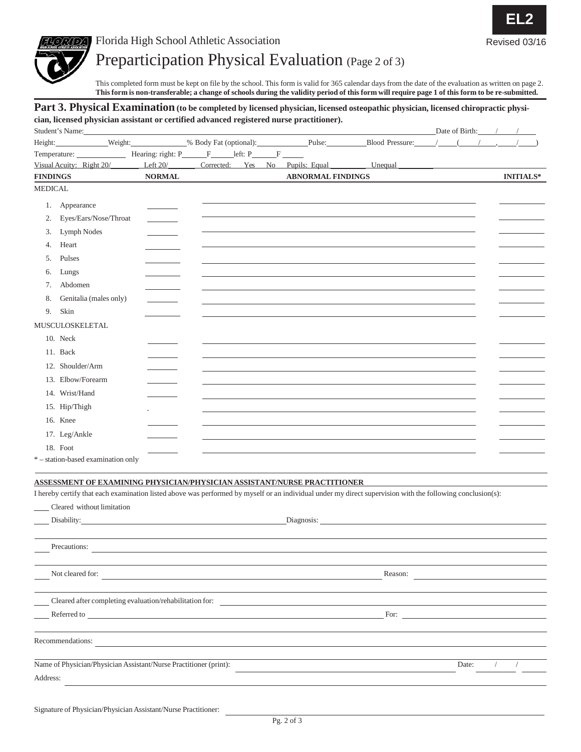EL2

Revised 03/16

Florida High School Athletic Association

# Preparticipation Physical Evaluation (Page 2 of 3)

This completed form must be kept on file by the school. This form is valid for 365 calendar days from the date of the evaluation as written on page 2.
**This form is non-transferable; a change of schools during the validity period of this form will require page 1 of this form to be re-submitted.**

## Part 3. Physical Examination (to be completed by licensed physician, licensed osteopathic physician, licensed chiropractic physician, licensed physician assistant or certified advanced registered nurse practitioner).

Student's Name: ______________________________ Date of Birth: ____/____/____

Height: __________ Weight: __________ % Body Fat (optional): __________ Pulse: __________ Blood Pressure: ____/____ (____/____, ____/____)

Temperature: __________ Hearing: right: P______ F______ left: P______ F______

Visual Acuity: Right 20/______ Left 20/______ Corrected: Yes No Pupils: Equal ________ Unequal ________

| FINDINGS | NORMAL | ABNORMAL FINDINGS | INITIALS* |
|---|---|---|---|
| **MEDICAL** | | | |
| 1. Appearance | | | |
| 2. Eyes/Ears/Nose/Throat | | | |
| 3. Lymph Nodes | | | |
| 4. Heart | | | |
| 5. Pulses | | | |
| 6. Lungs | | | |
| 7. Abdomen | | | |
| 8. Genitalia (males only) | | | |
| 9. Skin | | | |
| **MUSCULOSKELETAL** | | | |
| 10. Neck | | | |
| 11. Back | | | |
| 12. Shoulder/Arm | | | |
| 13. Elbow/Forearm | | | |
| 14. Wrist/Hand | | | |
| 15. Hip/Thigh | | | |
| 16. Knee | | | |
| 17. Leg/Ankle | | | |
| 18. Foot | | | |

* – station-based examination only

**ASSESSMENT OF EXAMINING PHYSICIAN/PHYSICIAN ASSISTANT/NURSE PRACTITIONER**

I hereby certify that each examination listed above was performed by myself or an individual under my direct supervision with the following conclusion(s):

____ Cleared without limitation

____ Disability: ______________________________ Diagnosis: ______________________________

____ Precautions: ______________________________

____ Not cleared for: ______________________________ Reason: ______________________________

____ Cleared after completing evaluation/rehabilitation for: ______________________________

____ Referred to ______________________________ For: ______________________________

Recommendations: ______________________________

Name of Physician/Physician Assistant/Nurse Practitioner (print): ______________________________ Date: ____/____/____

Address: ______________________________

Signature of Physician/Physician Assistant/Nurse Practitioner: ______________________________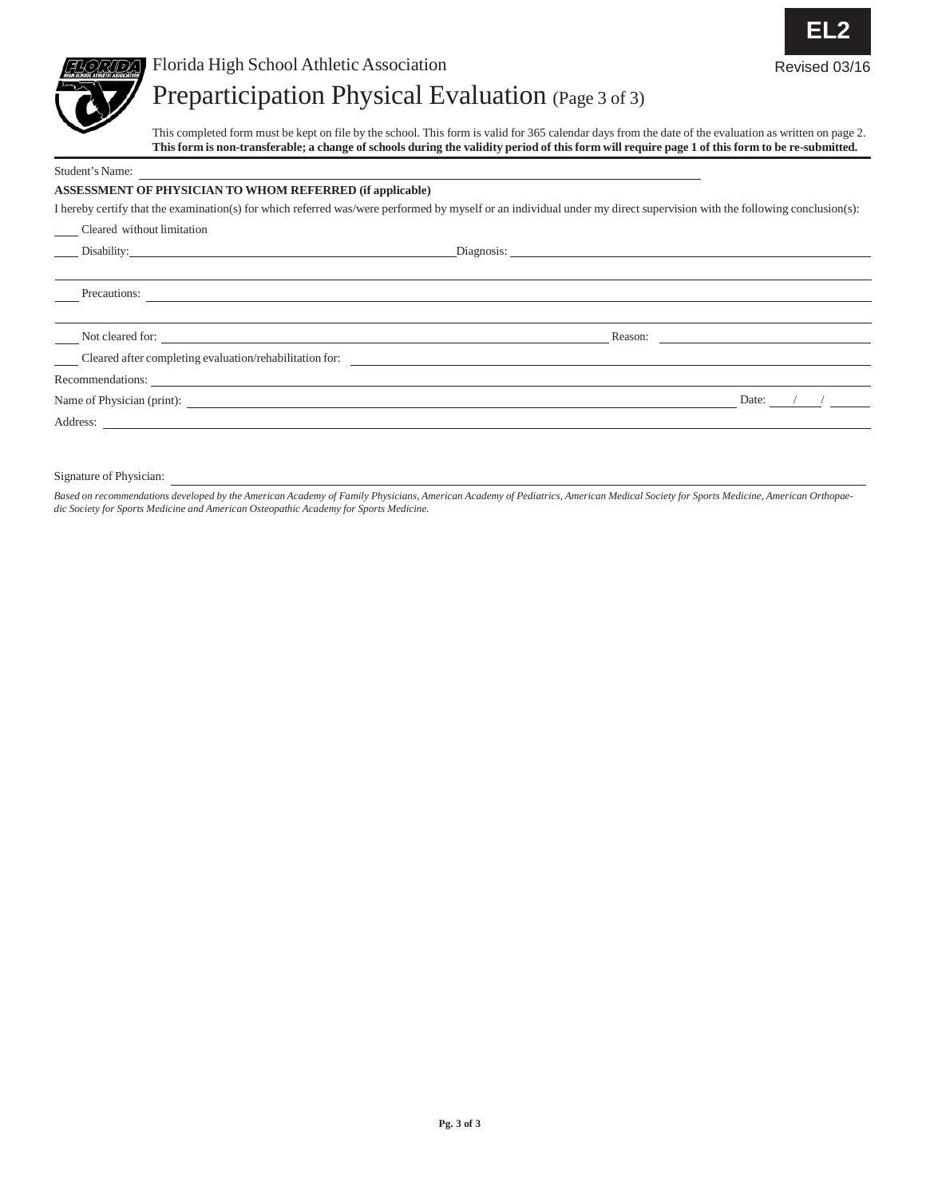**EL2**

Revised 03/16

Florida High School Athletic Association

# Preparticipation Physical Evaluation (Page 3 of 3)

This completed form must be kept on file by the school. This form is valid for 365 calendar days from the date of the evaluation as written on page 2. **This form is non-transferable; a change of schools during the validity period of this form will require page 1 of this form to be re-submitted.**

Student's Name: ______________________________

**ASSESSMENT OF PHYSICIAN TO WHOM REFERRED (if applicable)**

I hereby certify that the examination(s) for which referred was/were performed by myself or an individual under my direct supervision with the following conclusion(s):

____ Cleared without limitation

____ Disability: ______________________________ Diagnosis: ______________________________

____ Precautions: ______________________________

____ Not cleared for: ______________________________ Reason: ______________________________

____ Cleared after completing evaluation/rehabilitation for: ______________________________

Recommendations: ______________________________

Name of Physician (print): ______________________________ Date: ____/____/______

Address: ______________________________

Signature of Physician: ______________________________

*Based on recommendations developed by the American Academy of Family Physicians, American Academy of Pediatrics, American Medical Society for Sports Medicine, American Orthopaedic Society for Sports Medicine and American Osteopathic Academy for Sports Medicine.*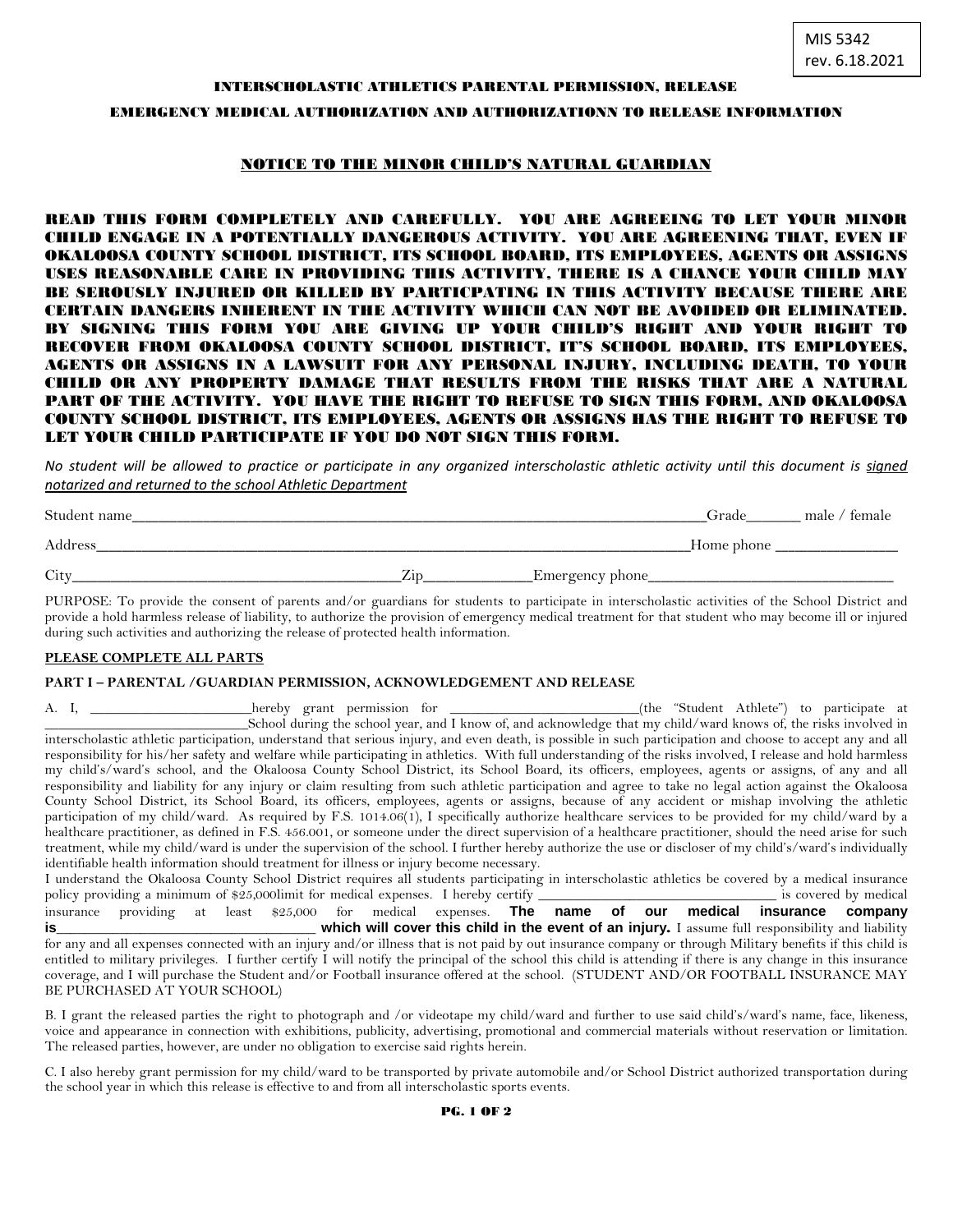MIS 5342
rev. 6.18.2021

# INTERSCHOLASTIC ATHLETICS PARENTAL PERMISSION, RELEASE

## EMERGENCY MEDICAL AUTHORIZATION AND AUTHORIZATIONN TO RELEASE INFORMATION

### NOTICE TO THE MINOR CHILD'S NATURAL GUARDIAN

**READ THIS FORM COMPLETELY AND CAREFULLY. YOU ARE AGREEING TO LET YOUR MINOR CHILD ENGAGE IN A POTENTIALLY DANGEROUS ACTIVITY. YOU ARE AGREEING THAT, EVEN IF OKALOOSA COUNTY SCHOOL DISTRICT, ITS SCHOOL BOARD, ITS EMPLOYEES, AGENTS OR ASSIGNS USES REASONABLE CARE IN PROVIDING THIS ACTIVITY, THERE IS A CHANCE YOUR CHILD MAY BE SEROUSLY INJURED OR KILLED BY PARTICPATING IN THIS ACTIVITY BECAUSE THERE ARE CERTAIN DANGERS INHERENT IN THE ACTIVITY WHICH CAN NOT BE AVOIDED OR ELIMINATED. BY SIGNING THIS FORM YOU ARE GIVING UP YOUR CHILD'S RIGHT AND YOUR RIGHT TO RECOVER FROM OKALOOSA COUNTY SCHOOL DISTRICT, IT'S SCHOOL BOARD, ITS EMPLOYEES, AGENTS OR ASSIGNS IN A LAWSUIT FOR ANY PERSONAL INJURY, INCLUDING DEATH, TO YOUR CHILD OR ANY PROPERTY DAMAGE THAT RESULTS FROM THE RISKS THAT ARE A NATURAL PART OF THE ACTIVITY. YOU HAVE THE RIGHT TO REFUSE TO SIGN THIS FORM, AND OKALOOSA COUNTY SCHOOL DISTRICT, ITS EMPLOYEES, AGENTS OR ASSIGNS HAS THE RIGHT TO REFUSE TO LET YOUR CHILD PARTICIPATE IF YOU DO NOT SIGN THIS FORM.**

*No student will be allowed to practice or participate in any organized interscholastic athletic activity until this document is signed notarized and returned to the school Athletic Department*

Student name_______________________________________________________________Grade_______ male / female

Address_____________________________________________________________________Home phone _______________

City________________________________________Zip_____________Emergency phone_______________________________

PURPOSE: To provide the consent of parents and/or guardians for students to participate in interscholastic activities of the School District and provide a hold harmless release of liability, to authorize the provision of emergency medical treatment for that student who may become ill or injured during such activities and authorizing the release of protected health information.

**PLEASE COMPLETE ALL PARTS**

**PART I – PARENTAL /GUARDIAN PERMISSION, ACKNOWLEDGEMENT AND RELEASE**

A. I, ______________________hereby grant permission for __________________________(the "Student Athlete") to participate at ___________________________School during the school year, and I know of, and acknowledge that my child/ward knows of, the risks involved in interscholastic athletic participation, understand that serious injury, and even death, is possible in such participation and choose to accept any and all responsibility for his/her safety and welfare while participating in athletics. With full understanding of the risks involved, I release and hold harmless my child's/ward's school, and the Okaloosa County School District, its School Board, its officers, employees, agents or assigns, of any and all responsibility and liability for any injury or claim resulting from such athletic participation and agree to take no legal action against the Okaloosa County School District, its School Board, its officers, employees, agents or assigns, because of any accident or mishap involving the athletic participation of my child/ward. As required by F.S. 1014.06(1), I specifically authorize healthcare services to be provided for my child/ward by a healthcare practitioner, as defined in F.S. 456.001, or someone under the direct supervision of a healthcare practitioner, should the need arise for such treatment, while my child/ward is under the supervision of the school. I further hereby authorize the use or discloser of my child's/ward's individually identifiable health information should treatment for illness or injury become necessary.
I understand the Okaloosa County School District requires all students participating in interscholastic athletics be covered by a medical insurance policy providing a minimum of $25,000limit for medical expenses. I hereby certify _________________________________ is covered by medical insurance providing at least $25,000 for medical expenses. **The name of our medical insurance company is__________________________________ which will cover this child in the event of an injury.** I assume full responsibility and liability for any and all expenses connected with an injury and/or illness that is not paid by out insurance company or through Military benefits if this child is entitled to military privileges. I further certify I will notify the principal of the school this child is attending if there is any change in this insurance coverage, and I will purchase the Student and/or Football insurance offered at the school. (STUDENT AND/OR FOOTBALL INSURANCE MAY BE PURCHASED AT YOUR SCHOOL)

B. I grant the released parties the right to photograph and /or videotape my child/ward and further to use said child's/ward's name, face, likeness, voice and appearance in connection with exhibitions, publicity, advertising, promotional and commercial materials without reservation or limitation. The released parties, however, are under no obligation to exercise said rights herein.

C. I also hereby grant permission for my child/ward to be transported by private automobile and/or School District authorized transportation during the school year in which this release is effective to and from all interscholastic sports events.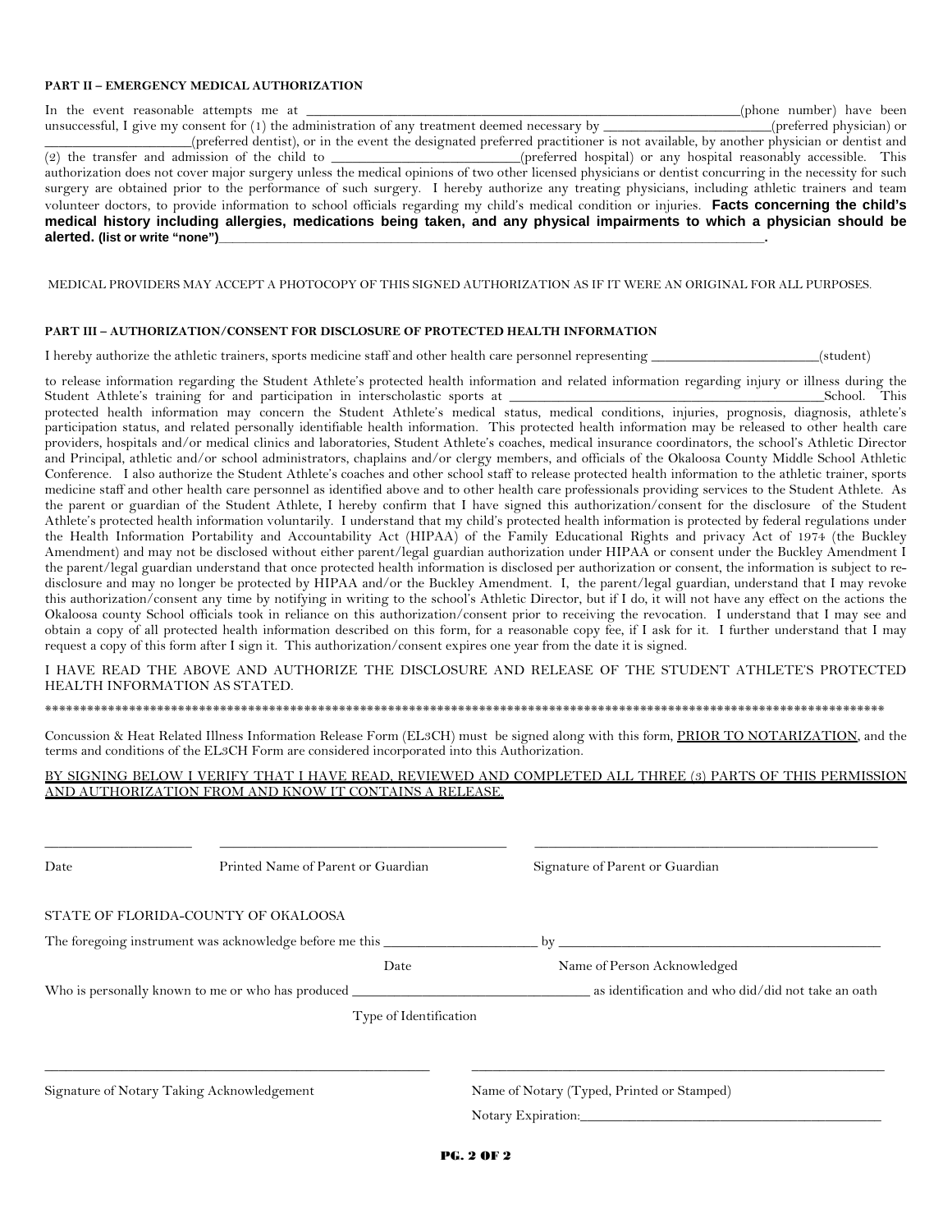**PART II – EMERGENCY MEDICAL AUTHORIZATION**

In the event reasonable attempts me at ______________________________________________(phone number) have been unsuccessful, I give my consent for (1) the administration of any treatment deemed necessary by ____________________(preferred physician) or ________________(preferred dentist), or in the event the designated preferred practitioner is not available, by another physician or dentist and (2) the transfer and admission of the child to ______________________(preferred hospital) or any hospital reasonably accessible. This authorization does not cover major surgery unless the medical opinions of two other licensed physicians or dentist concurring in the necessity for such surgery are obtained prior to the performance of such surgery. I hereby authorize any treating physicians, including athletic trainers and team volunteer doctors, to provide information to school officials regarding my child's medical condition or injuries. **Facts concerning the child's medical history including allergies, medications being taken, and any physical impairments to which a physician should be alerted. (list or write "none")**______________________________________________________________.

MEDICAL PROVIDERS MAY ACCEPT A PHOTOCOPY OF THIS SIGNED AUTHORIZATION AS IF IT WERE AN ORIGINAL FOR ALL PURPOSES.

**PART III – AUTHORIZATION/CONSENT FOR DISCLOSURE OF PROTECTED HEALTH INFORMATION**

I hereby authorize the athletic trainers, sports medicine staff and other health care personnel representing ____________________(student)

to release information regarding the Student Athlete's protected health information and related information regarding injury or illness during the Student Athlete's training for and participation in interscholastic sports at ______________________________________School. This protected health information may concern the Student Athlete's medical status, medical conditions, injuries, prognosis, diagnosis, athlete's participation status, and related personally identifiable health information. This protected health information may be released to other health care providers, hospitals and/or medical clinics and laboratories, Student Athlete's coaches, medical insurance coordinators, the school's Athletic Director and Principal, athletic and/or school administrators, chaplains and/or clergy members, and officials of the Okaloosa County Middle School Athletic Conference. I also authorize the Student Athlete's coaches and other school staff to release protected health information to the athletic trainer, sports medicine staff and other health care personnel as identified above and to other health care professionals providing services to the Student Athlete. As the parent or guardian of the Student Athlete, I hereby confirm that I have signed this authorization/consent for the disclosure of the Student Athlete's protected health information voluntarily. I understand that my child's protected health information is protected by federal regulations under the Health Information Portability and Accountability Act (HIPAA) of the Family Educational Rights and privacy Act of 1974 (the Buckley Amendment) and may not be disclosed without either parent/legal guardian authorization under HIPAA or consent under the Buckley Amendment I the parent/legal guardian understand that once protected health information is disclosed per authorization or consent, the information is subject to re-disclosure and may no longer be protected by HIPAA and/or the Buckley Amendment. I, the parent/legal guardian, understand that I may revoke this authorization/consent any time by notifying in writing to the school's Athletic Director, but if I do, it will not have any effect on the actions the Okaloosa county School officials took in reliance on this authorization/consent prior to receiving the revocation. I understand that I may see and obtain a copy of all protected health information described on this form, for a reasonable copy fee, if I ask for it. I further understand that I may request a copy of this form after I sign it. This authorization/consent expires one year from the date it is signed.

I HAVE READ THE ABOVE AND AUTHORIZE THE DISCLOSURE AND RELEASE OF THE STUDENT ATHLETE'S PROTECTED HEALTH INFORMATION AS STATED.

**************************************************************************************************************************

Concussion & Heat Related Illness Information Release Form (EL3CH) must be signed along with this form, <u>PRIOR TO NOTARIZATION</u>, and the terms and conditions of the EL3CH Form are considered incorporated into this Authorization.

<u>BY SIGNING BELOW I VERIFY THAT I HAVE READ, REVIEWED AND COMPLETED ALL THREE (3) PARTS OF THIS PERMISSION AND AUTHORIZATION FROM AND KNOW IT CONTAINS A RELEASE.</u>

________________ ______________________________ ____________________________________

Date Printed Name of Parent or Guardian Signature of Parent or Guardian

STATE OF FLORIDA-COUNTY OF OKALOOSA

The foregoing instrument was acknowledge before me this __________________ by ___________________________________

Date Name of Person Acknowledged

Who is personally known to me or who has produced __________________________ as identification and who did/did not take an oath

Type of Identification

____________________________________________ ______________________________________________

Signature of Notary Taking Acknowledgement Name of Notary (Typed, Printed or Stamped)

Notary Expiration:___________________________________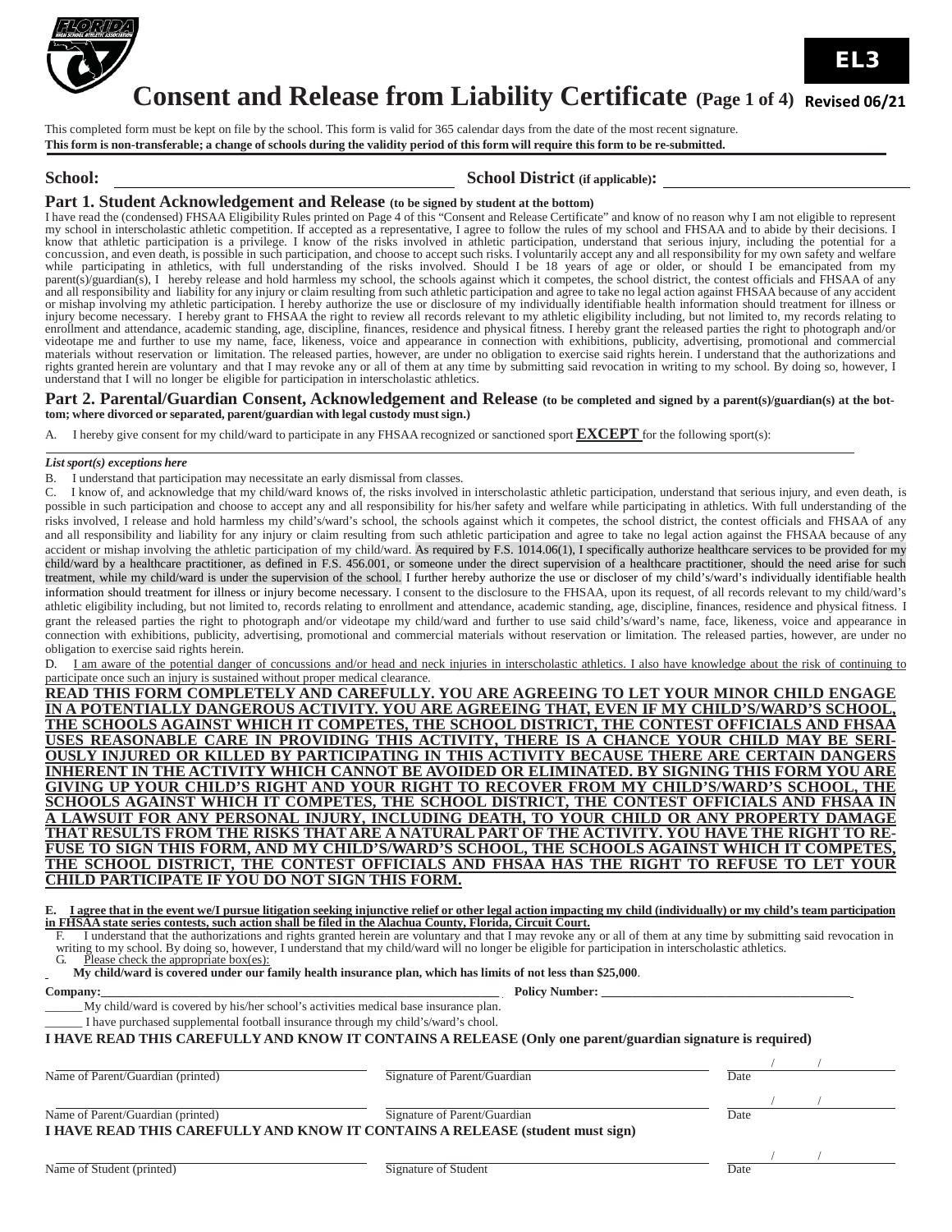EL3

# Consent and Release from Liability Certificate (Page 1 of 4) Revised 06/21

This completed form must be kept on file by the school. This form is valid for 365 calendar days from the date of the most recent signature.
**This form is non-transferable; a change of schools during the validity period of this form will require this form to be re-submitted.**

**School:** ______________________________ **School District (if applicable):** ______________________________

## Part 1. Student Acknowledgement and Release (to be signed by student at the bottom)

I have read the (condensed) FHSAA Eligibility Rules printed on Page 4 of this "Consent and Release Certificate" and know of no reason why I am not eligible to represent my school in interscholastic athletic competition. If accepted as a representative, I agree to follow the rules of my school and FHSAA and to abide by their decisions. I know that athletic participation is a privilege. I know of the risks involved in athletic participation, understand that serious injury, including the potential for a concussion, and even death, is possible in such participation, and choose to accept such risks. I voluntarily accept any and all responsibility for my own safety and welfare while participating in athletics, with full understanding of the risks involved. Should I be 18 years of age or older, or should I be emancipated from my parent(s)/guardian(s), I hereby release and hold harmless my school, the schools against which it competes, the school district, the contest officials and FHSAA of any and all responsibility and liability for any injury or claim resulting from such athletic participation and agree to take no legal action against FHSAA because of any accident or mishap involving my athletic participation. I hereby authorize the use or disclosure of my individually identifiable health information should treatment for illness or injury become necessary. I hereby grant to FHSAA the right to review all records relevant to my athletic eligibility including, but not limited to, my records relating to enrollment and attendance, academic standing, age, discipline, finances, residence and physical fitness. I hereby grant the released parties the right to photograph and/or videotape me and further to use my name, face, likeness, voice and appearance in connection with exhibitions, publicity, advertising, promotional and commercial materials without reservation or limitation. The released parties, however, are under no obligation to exercise said rights herein. I understand that the authorizations and rights granted herein are voluntary and that I may revoke any or all of them at any time by submitting said revocation in writing to my school. By doing so, however, I understand that I will no longer be eligible for participation in interscholastic athletics.

## Part 2. Parental/Guardian Consent, Acknowledgement and Release (to be completed and signed by a parent(s)/guardian(s) at the bottom; where divorced or separated, parent/guardian with legal custody must sign.)

A. I hereby give consent for my child/ward to participate in any FHSAA recognized or sanctioned sport **EXCEPT** for the following sport(s):

______________________________________________________________________________

*List sport(s) exceptions here*

B. I understand that participation may necessitate an early dismissal from classes.

C. I know of, and acknowledge that my child/ward knows of, the risks involved in interscholastic athletic participation, understand that serious injury, and even death, is possible in such participation and choose to accept any and all responsibility for his/her safety and welfare while participating in athletics. With full understanding of the risks involved, I release and hold harmless my child's/ward's school, the schools against which it competes, the school district, the contest officials and FHSAA of any and all responsibility and liability for any injury or claim resulting from such athletic participation and agree to take no legal action against the FHSAA because of any accident or mishap involving the athletic participation of my child/ward. As required by F.S. 1014.06(1), I specifically authorize healthcare services to be provided for my child/ward by a healthcare practitioner, as defined in F.S. 456.001, or someone under the direct supervision of a healthcare practitioner, should the need arise for such treatment, while my child/ward is under the supervision of the school. I further hereby authorize the use or discloser of my child's/ward's individually identifiable health information should treatment for illness or injury become necessary. I consent to the disclosure to the FHSAA, upon its request, of all records relevant to my child/ward's athletic eligibility including, but not limited to, records relating to enrollment and attendance, academic standing, age, discipline, finances, residence and physical fitness. I grant the released parties the right to photograph and/or videotape my child/ward and further to use said child's/ward's name, face, likeness, voice and appearance in connection with exhibitions, publicity, advertising, promotional and commercial materials without reservation or limitation. The released parties, however, are under no obligation to exercise said rights herein.

D. I am aware of the potential danger of concussions and/or head and neck injuries in interscholastic athletics. I also have knowledge about the risk of continuing to participate once such an injury is sustained without proper medical clearance.

**READ THIS FORM COMPLETELY AND CAREFULLY. YOU ARE AGREEING TO LET YOUR MINOR CHILD ENGAGE IN A POTENTIALLY DANGEROUS ACTIVITY. YOU ARE AGREEING THAT, EVEN IF MY CHILD'S/WARD'S SCHOOL, THE SCHOOLS AGAINST WHICH IT COMPETES, THE SCHOOL DISTRICT, THE CONTEST OFFICIALS AND FHSAA USES REASONABLE CARE IN PROVIDING THIS ACTIVITY, THERE IS A CHANCE YOUR CHILD MAY BE SERIOUSLY INJURED OR KILLED BY PARTICIPATING IN THIS ACTIVITY BECAUSE THERE ARE CERTAIN DANGERS INHERENT IN THE ACTIVITY WHICH CANNOT BE AVOIDED OR ELIMINATED. BY SIGNING THIS FORM YOU ARE GIVING UP YOUR CHILD'S RIGHT AND YOUR RIGHT TO RECOVER FROM MY CHILD'S/WARD'S SCHOOL, THE SCHOOLS AGAINST WHICH IT COMPETES, THE SCHOOL DISTRICT, THE CONTEST OFFICIALS AND FHSAA IN A LAWSUIT FOR ANY PERSONAL INJURY, INCLUDING DEATH, TO YOUR CHILD OR ANY PROPERTY DAMAGE THAT RESULTS FROM THE RISKS THAT ARE A NATURAL PART OF THE ACTIVITY. YOU HAVE THE RIGHT TO REFUSE TO SIGN THIS FORM, AND MY CHILD'S/WARD'S SCHOOL, THE SCHOOLS AGAINST WHICH IT COMPETES, THE SCHOOL DISTRICT, THE CONTEST OFFICIALS AND FHSAA HAS THE RIGHT TO REFUSE TO LET YOUR CHILD PARTICIPATE IF YOU DO NOT SIGN THIS FORM.**

**E. I agree that in the event we/I pursue litigation seeking injunctive relief or other legal action impacting my child (individually) or my child's team participation in FHSAA state series contests, such action shall be filed in the Alachua County, Florida, Circuit Court.**

F. I understand that the authorizations and rights granted herein are voluntary and that I may revoke any or all of them at any time by submitting said revocation in writing to my school. By doing so, however, I understand that my child/ward will no longer be eligible for participation in interscholastic athletics.

G. Please check the appropriate box(es):

______ **My child/ward is covered under our family health insurance plan, which has limits of not less than $25,000**.

**Company:** ______________________________ **Policy Number:** ______________________________

______ My child/ward is covered by his/her school's activities medical base insurance plan.

______ I have purchased supplemental football insurance through my child's/ward's chool.

**I HAVE READ THIS CAREFULLY AND KNOW IT CONTAINS A RELEASE (Only one parent/guardian signature is required)**

| Name of Parent/Guardian (printed) | Signature of Parent/Guardian | Date ___/___/___ |
|---|---|---|
| Name of Parent/Guardian (printed) | Signature of Parent/Guardian | Date ___/___/___ |

**I HAVE READ THIS CAREFULLY AND KNOW IT CONTAINS A RELEASE (student must sign)**

| Name of Student (printed) | Signature of Student | Date ___/___/___ |
|---|---|---|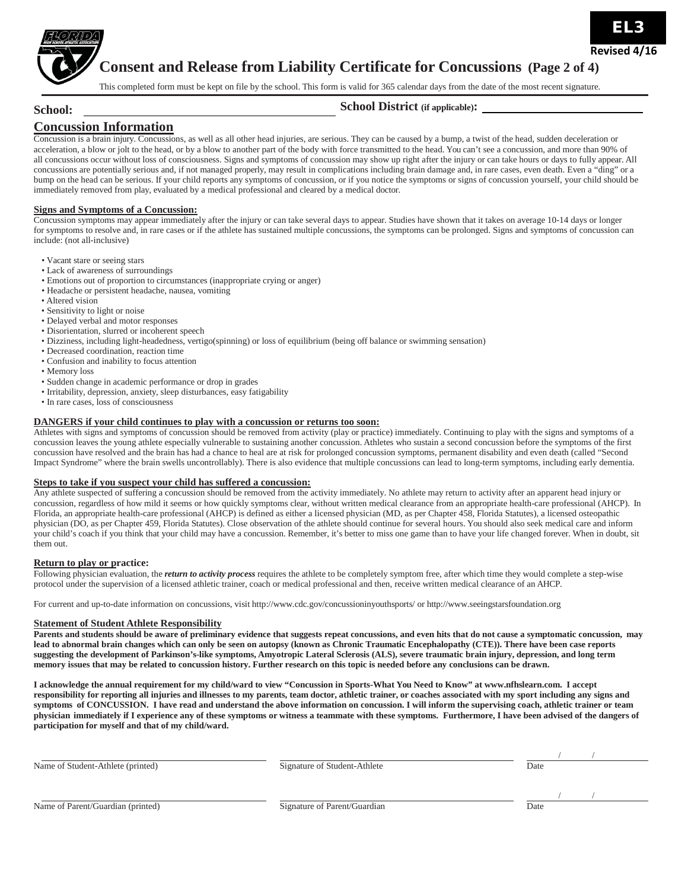EL3

Revised 4/16

# Consent and Release from Liability Certificate for Concussions (Page 2 of 4)

This completed form must be kept on file by the school. This form is valid for 365 calendar days from the date of the most recent signature.

**School:** ______________________________ **School District (if applicable):** ______________________________

## Concussion Information

Concussion is a brain injury. Concussions, as well as all other head injuries, are serious. They can be caused by a bump, a twist of the head, sudden deceleration or acceleration, a blow or jolt to the head, or by a blow to another part of the body with force transmitted to the head. You can't see a concussion, and more than 90% of all concussions occur without loss of consciousness. Signs and symptoms of concussion may show up right after the injury or can take hours or days to fully appear. All concussions are potentially serious and, if not managed properly, may result in complications including brain damage and, in rare cases, even death. Even a "ding" or a bump on the head can be serious. If your child reports any symptoms of concussion, or if you notice the symptoms or signs of concussion yourself, your child should be immediately removed from play, evaluated by a medical professional and cleared by a medical doctor.

### Signs and Symptoms of a Concussion:

Concussion symptoms may appear immediately after the injury or can take several days to appear. Studies have shown that it takes on average 10-14 days or longer for symptoms to resolve and, in rare cases or if the athlete has sustained multiple concussions, the symptoms can be prolonged. Signs and symptoms of concussion can include: (not all-inclusive)

- Vacant stare or seeing stars
- Lack of awareness of surroundings
- Emotions out of proportion to circumstances (inappropriate crying or anger)
- Headache or persistent headache, nausea, vomiting
- Altered vision
- Sensitivity to light or noise
- Delayed verbal and motor responses
- Disorientation, slurred or incoherent speech
- Dizziness, including light-headedness, vertigo(spinning) or loss of equilibrium (being off balance or swimming sensation)
- Decreased coordination, reaction time
- Confusion and inability to focus attention
- Memory loss
- Sudden change in academic performance or drop in grades
- Irritability, depression, anxiety, sleep disturbances, easy fatigability
- In rare cases, loss of consciousness

### DANGERS if your child continues to play with a concussion or returns too soon:

Athletes with signs and symptoms of concussion should be removed from activity (play or practice) immediately. Continuing to play with the signs and symptoms of a concussion leaves the young athlete especially vulnerable to sustaining another concussion. Athletes who sustain a second concussion before the symptoms of the first concussion have resolved and the brain has had a chance to heal are at risk for prolonged concussion symptoms, permanent disability and even death (called "Second Impact Syndrome" where the brain swells uncontrollably). There is also evidence that multiple concussions can lead to long-term symptoms, including early dementia.

### Steps to take if you suspect your child has suffered a concussion:

Any athlete suspected of suffering a concussion should be removed from the activity immediately. No athlete may return to activity after an apparent head injury or concussion, regardless of how mild it seems or how quickly symptoms clear, without written medical clearance from an appropriate health-care professional (AHCP). In Florida, an appropriate health-care professional (AHCP) is defined as either a licensed physician (MD, as per Chapter 458, Florida Statutes), a licensed osteopathic physician (DO, as per Chapter 459, Florida Statutes). Close observation of the athlete should continue for several hours. You should also seek medical care and inform your child's coach if you think that your child may have a concussion. Remember, it's better to miss one game than to have your life changed forever. When in doubt, sit them out.

### Return to play or practice:

Following physician evaluation, the ***return to activity process*** requires the athlete to be completely symptom free, after which time they would complete a step-wise protocol under the supervision of a licensed athletic trainer, coach or medical professional and then, receive written medical clearance of an AHCP.

For current and up-to-date information on concussions, visit http://www.cdc.gov/concussioninyouthsports/ or http://www.seeingstarsfoundation.org

### Statement of Student Athlete Responsibility

**Parents and students should be aware of preliminary evidence that suggests repeat concussions, and even hits that do not cause a symptomatic concussion, may lead to abnormal brain changes which can only be seen on autopsy (known as Chronic Traumatic Encephalopathy (CTE)). There have been case reports suggesting the development of Parkinson's-like symptoms, Amyotropic Lateral Sclerosis (ALS), severe traumatic brain injury, depression, and long term memory issues that may be related to concussion history. Further research on this topic is needed before any conclusions can be drawn.**

**I acknowledge the annual requirement for my child/ward to view "Concussion in Sports-What You Need to Know" at www.nfhslearn.com. I accept responsibility for reporting all injuries and illnesses to my parents, team doctor, athletic trainer, or coaches associated with my sport including any signs and symptoms of CONCUSSION. I have read and understand the above information on concussion. I will inform the supervising coach, athletic trainer or team physician immediately if I experience any of these symptoms or witness a teammate with these symptoms. Furthermore, I have been advised of the dangers of participation for myself and that of my child/ward.**

| Name of Student-Athlete (printed) | Signature of Student-Athlete | Date \_\_\_/\_\_\_/\_\_\_ |
|---|---|---|
| Name of Parent/Guardian (printed) | Signature of Parent/Guardian | Date \_\_\_/\_\_\_/\_\_\_ |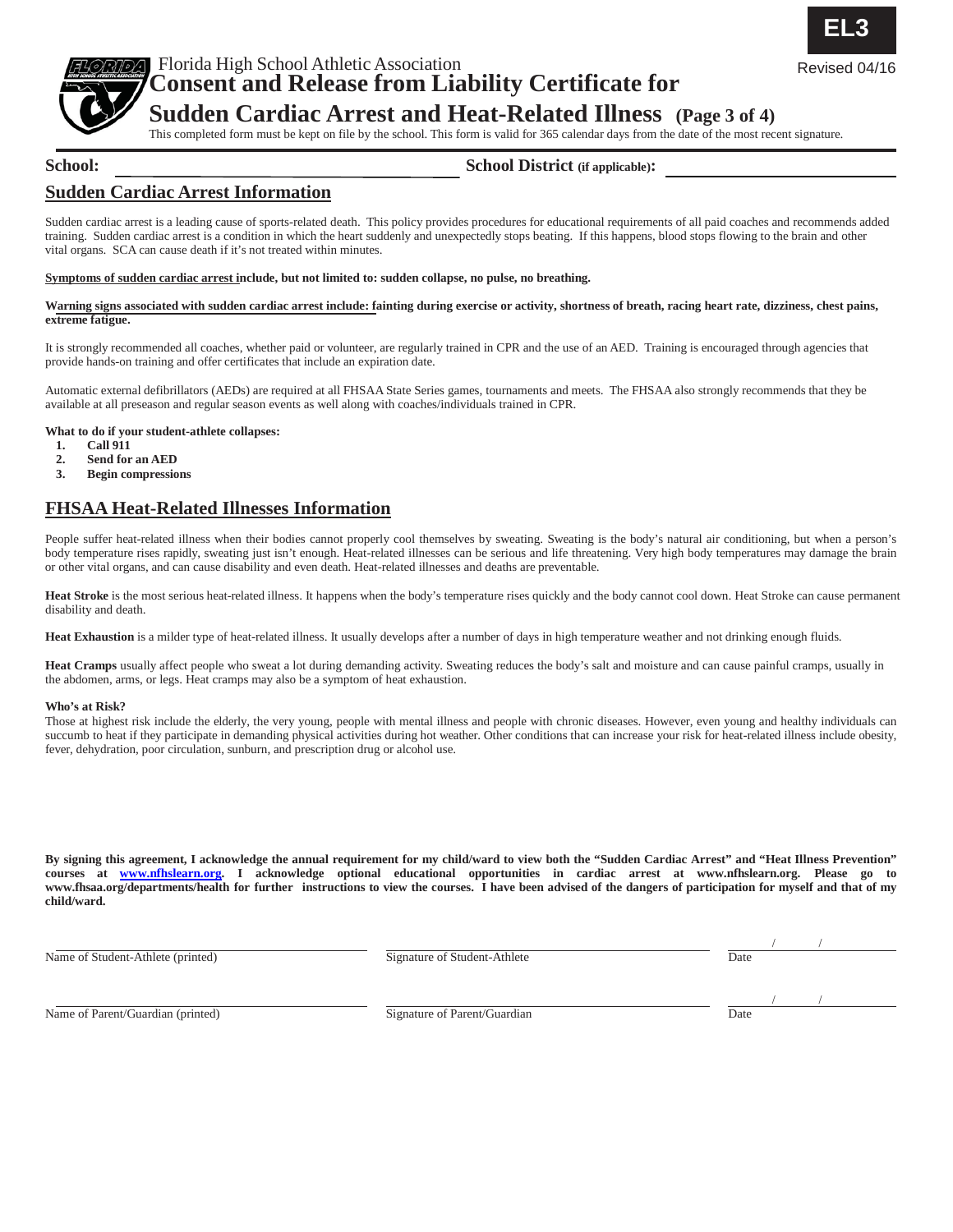EL3

Revised 04/16

Florida High School Athletic Association

# Consent and Release from Liability Certificate for Sudden Cardiac Arrest and Heat-Related Illness (Page 3 of 4)

This completed form must be kept on file by the school. This form is valid for 365 calendar days from the date of the most recent signature.

**School:** ______________________ **School District (if applicable):** ______________________

## Sudden Cardiac Arrest Information

Sudden cardiac arrest is a leading cause of sports-related death. This policy provides procedures for educational requirements of all paid coaches and recommends added training. Sudden cardiac arrest is a condition in which the heart suddenly and unexpectedly stops beating. If this happens, blood stops flowing to the brain and other vital organs. SCA can cause death if it's not treated within minutes.

**Symptoms of sudden cardiac arrest include, but not limited to: sudden collapse, no pulse, no breathing.**

**Warning signs associated with sudden cardiac arrest include: fainting during exercise or activity, shortness of breath, racing heart rate, dizziness, chest pains, extreme fatigue.**

It is strongly recommended all coaches, whether paid or volunteer, are regularly trained in CPR and the use of an AED. Training is encouraged through agencies that provide hands-on training and offer certificates that include an expiration date.

Automatic external defibrillators (AEDs) are required at all FHSAA State Series games, tournaments and meets. The FHSAA also strongly recommends that they be available at all preseason and regular season events as well along with coaches/individuals trained in CPR.

**What to do if your student-athlete collapses:**

1. **Call 911**
2. **Send for an AED**
3. **Begin compressions**

## FHSAA Heat-Related Illnesses Information

People suffer heat-related illness when their bodies cannot properly cool themselves by sweating. Sweating is the body's natural air conditioning, but when a person's body temperature rises rapidly, sweating just isn't enough. Heat-related illnesses can be serious and life threatening. Very high body temperatures may damage the brain or other vital organs, and can cause disability and even death. Heat-related illnesses and deaths are preventable.

**Heat Stroke** is the most serious heat-related illness. It happens when the body's temperature rises quickly and the body cannot cool down. Heat Stroke can cause permanent disability and death.

**Heat Exhaustion** is a milder type of heat-related illness. It usually develops after a number of days in high temperature weather and not drinking enough fluids.

**Heat Cramps** usually affect people who sweat a lot during demanding activity. Sweating reduces the body's salt and moisture and can cause painful cramps, usually in the abdomen, arms, or legs. Heat cramps may also be a symptom of heat exhaustion.

**Who's at Risk?**

Those at highest risk include the elderly, the very young, people with mental illness and people with chronic diseases. However, even young and healthy individuals can succumb to heat if they participate in demanding physical activities during hot weather. Other conditions that can increase your risk for heat-related illness include obesity, fever, dehydration, poor circulation, sunburn, and prescription drug or alcohol use.

**By signing this agreement, I acknowledge the annual requirement for my child/ward to view both the "Sudden Cardiac Arrest" and "Heat Illness Prevention" courses at www.nfhslearn.org. I acknowledge optional educational opportunities in cardiac arrest at www.nfhslearn.org. Please go to www.fhsaa.org/departments/health for further instructions to view the courses. I have been advised of the dangers of participation for myself and that of my child/ward.**

| | | |
|---|---|---|
| ______________________ | ______________________ | ____/____/____ |
| Name of Student-Athlete (printed) | Signature of Student-Athlete | Date |
| ______________________ | ______________________ | ____/____/____ |
| Name of Parent/Guardian (printed) | Signature of Parent/Guardian | Date |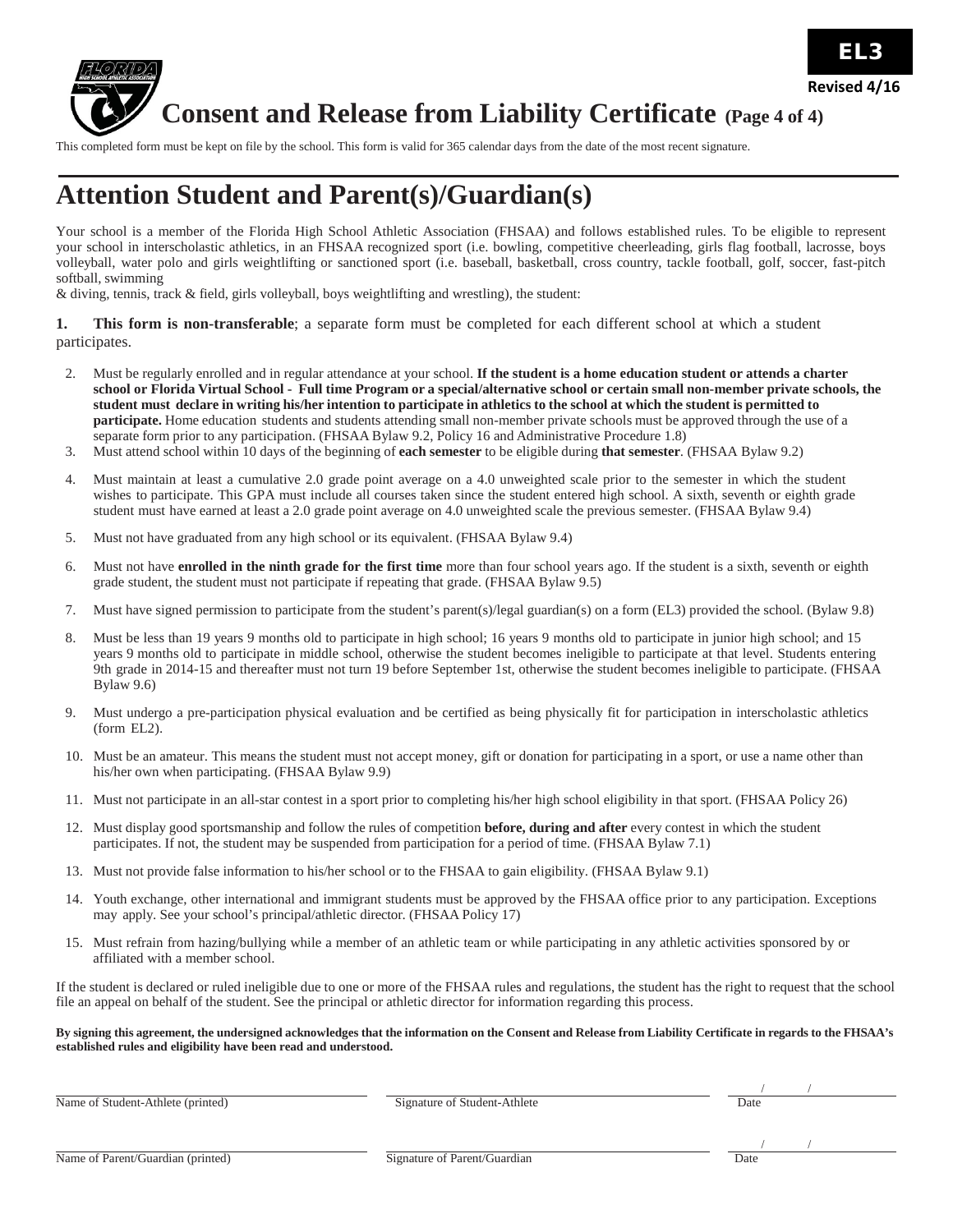EL3

Revised 4/16

# Consent and Release from Liability Certificate (Page 4 of 4)

This completed form must be kept on file by the school. This form is valid for 365 calendar days from the date of the most recent signature.

## Attention Student and Parent(s)/Guardian(s)

Your school is a member of the Florida High School Athletic Association (FHSAA) and follows established rules. To be eligible to represent your school in interscholastic athletics, in an FHSAA recognized sport (i.e. bowling, competitive cheerleading, girls flag football, lacrosse, boys volleyball, water polo and girls weightlifting or sanctioned sport (i.e. baseball, basketball, cross country, tackle football, golf, soccer, fast-pitch softball, swimming & diving, tennis, track & field, girls volleyball, boys weightlifting and wrestling), the student:

1. **This form is non-transferable**; a separate form must be completed for each different school at which a student participates.
2. Must be regularly enrolled and in regular attendance at your school. **If the student is a home education student or attends a charter school or Florida Virtual School - Full time Program or a special/alternative school or certain small non-member private schools, the student must declare in writing his/her intention to participate in athletics to the school at which the student is permitted to participate.** Home education students and students attending small non-member private schools must be approved through the use of a separate form prior to any participation. (FHSAA Bylaw 9.2, Policy 16 and Administrative Procedure 1.8)
3. Must attend school within 10 days of the beginning of **each semester** to be eligible during **that semester**. (FHSAA Bylaw 9.2)
4. Must maintain at least a cumulative 2.0 grade point average on a 4.0 unweighted scale prior to the semester in which the student wishes to participate. This GPA must include all courses taken since the student entered high school. A sixth, seventh or eighth grade student must have earned at least a 2.0 grade point average on 4.0 unweighted scale the previous semester. (FHSAA Bylaw 9.4)
5. Must not have graduated from any high school or its equivalent. (FHSAA Bylaw 9.4)
6. Must not have **enrolled in the ninth grade for the first time** more than four school years ago. If the student is a sixth, seventh or eighth grade student, the student must not participate if repeating that grade. (FHSAA Bylaw 9.5)
7. Must have signed permission to participate from the student's parent(s)/legal guardian(s) on a form (EL3) provided the school. (Bylaw 9.8)
8. Must be less than 19 years 9 months old to participate in high school; 16 years 9 months old to participate in junior high school; and 15 years 9 months old to participate in middle school, otherwise the student becomes ineligible to participate at that level. Students entering 9th grade in 2014-15 and thereafter must not turn 19 before September 1st, otherwise the student becomes ineligible to participate. (FHSAA Bylaw 9.6)
9. Must undergo a pre-participation physical evaluation and be certified as being physically fit for participation in interscholastic athletics (form EL2).
10. Must be an amateur. This means the student must not accept money, gift or donation for participating in a sport, or use a name other than his/her own when participating. (FHSAA Bylaw 9.9)
11. Must not participate in an all-star contest in a sport prior to completing his/her high school eligibility in that sport. (FHSAA Policy 26)
12. Must display good sportsmanship and follow the rules of competition **before, during and after** every contest in which the student participates. If not, the student may be suspended from participation for a period of time. (FHSAA Bylaw 7.1)
13. Must not provide false information to his/her school or to the FHSAA to gain eligibility. (FHSAA Bylaw 9.1)
14. Youth exchange, other international and immigrant students must be approved by the FHSAA office prior to any participation. Exceptions may apply. See your school's principal/athletic director. (FHSAA Policy 17)
15. Must refrain from hazing/bullying while a member of an athletic team or while participating in any athletic activities sponsored by or affiliated with a member school.

If the student is declared or ruled ineligible due to one or more of the FHSAA rules and regulations, the student has the right to request that the school file an appeal on behalf of the student. See the principal or athletic director for information regarding this process.

**By signing this agreement, the undersigned acknowledges that the information on the Consent and Release from Liability Certificate in regards to the FHSAA's established rules and eligibility have been read and understood.**

| Name of Student-Athlete (printed) | Signature of Student-Athlete | Date / / |
|---|---|---|
| Name of Parent/Guardian (printed) | Signature of Parent/Guardian | Date / / |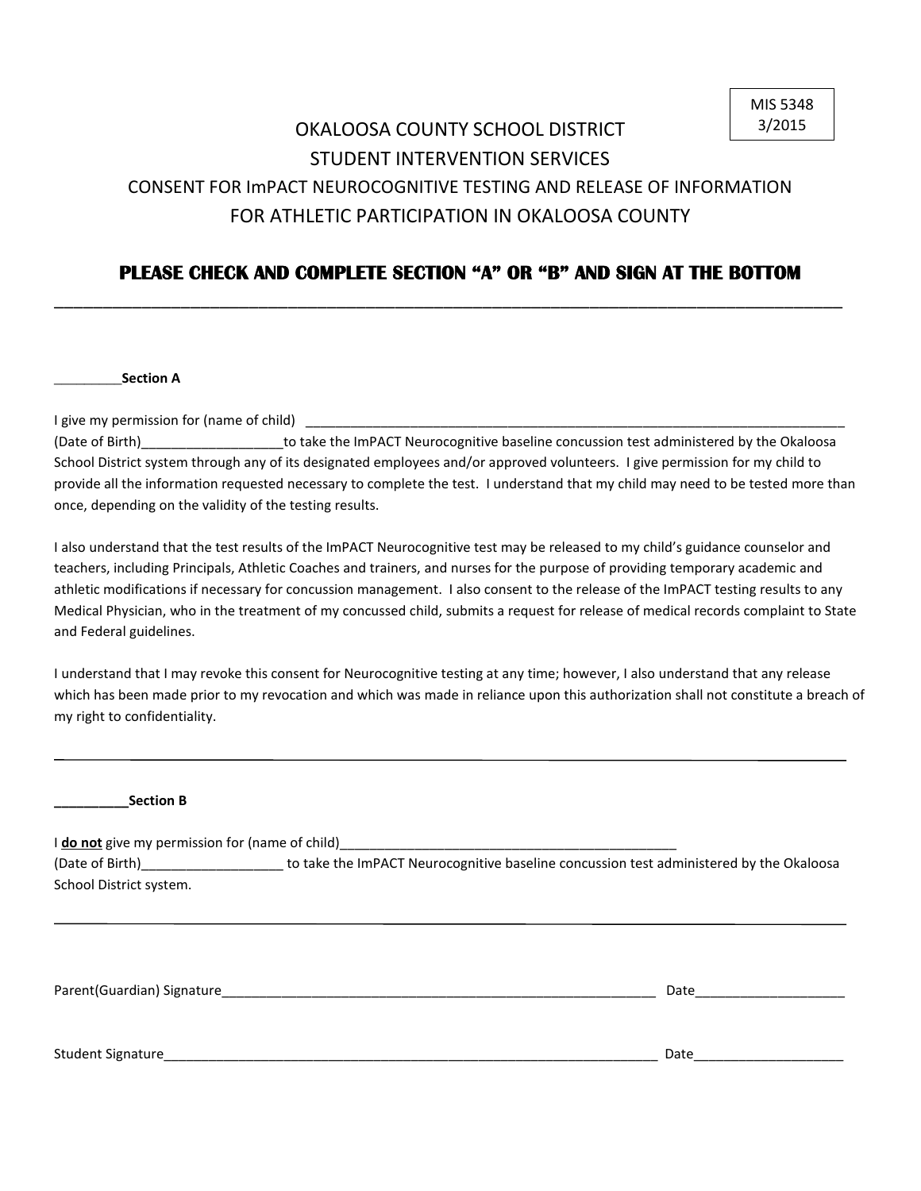MIS 5348
3/2015

# OKALOOSA COUNTY SCHOOL DISTRICT
## STUDENT INTERVENTION SERVICES
### CONSENT FOR ImPACT NEUROCOGNITIVE TESTING AND RELEASE OF INFORMATION FOR ATHLETIC PARTICIPATION IN OKALOOSA COUNTY

**PLEASE CHECK AND COMPLETE SECTION "A" OR "B" AND SIGN AT THE BOTTOM**

---

_________**Section A**

I give my permission for (name of child) ___________________________________________________________________________ (Date of Birth)___________________to take the ImPACT Neurocognitive baseline concussion test administered by the Okaloosa School District system through any of its designated employees and/or approved volunteers. I give permission for my child to provide all the information requested necessary to complete the test. I understand that my child may need to be tested more than once, depending on the validity of the testing results.

I also understand that the test results of the ImPACT Neurocognitive test may be released to my child's guidance counselor and teachers, including Principals, Athletic Coaches and trainers, and nurses for the purpose of providing temporary academic and athletic modifications if necessary for concussion management. I also consent to the release of the ImPACT testing results to any Medical Physician, who in the treatment of my concussed child, submits a request for release of medical records complaint to State and Federal guidelines.

I understand that I may revoke this consent for Neurocognitive testing at any time; however, I also understand that any release which has been made prior to my revocation and which was made in reliance upon this authorization shall not constitute a breach of my right to confidentiality.

---

_________**Section B**

I **do not** give my permission for (name of child)______________________________________________ (Date of Birth)___________________ to take the ImPACT Neurocognitive baseline concussion test administered by the Okaloosa School District system.

---

Parent(Guardian) Signature_____________________________________________________________ Date____________________

Student Signature_____________________________________________________________________ Date____________________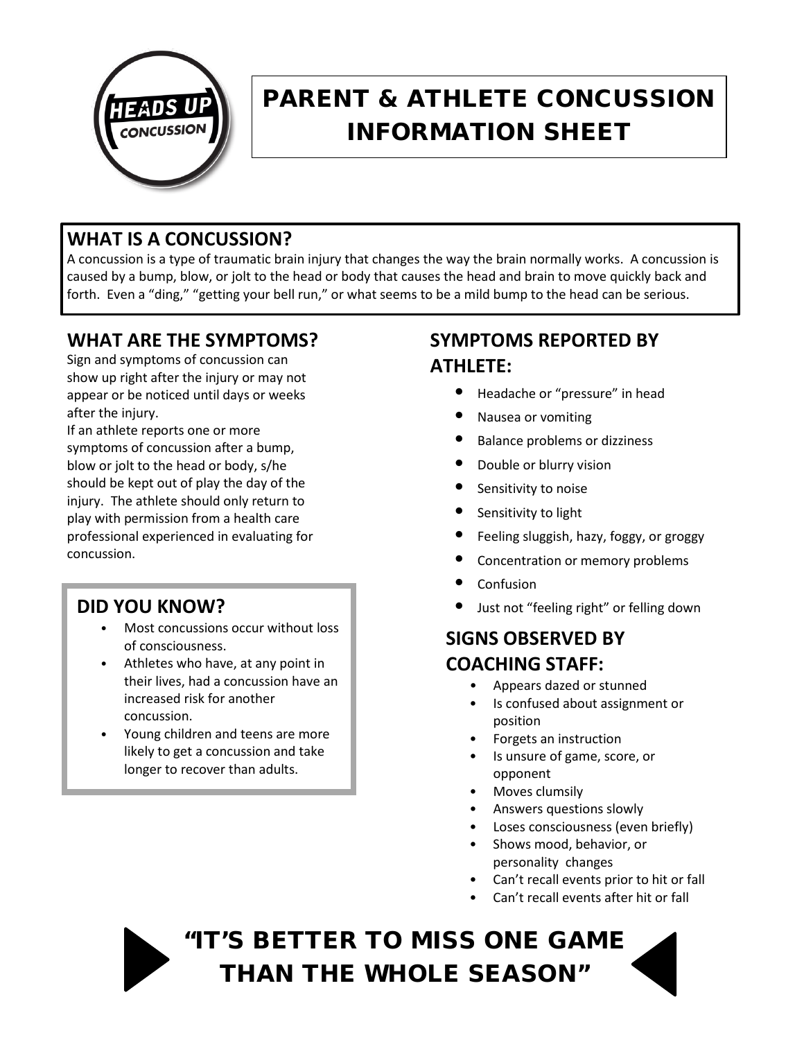# PARENT & ATHLETE CONCUSSION INFORMATION SHEET

## WHAT IS A CONCUSSION?

A concussion is a type of traumatic brain injury that changes the way the brain normally works. A concussion is caused by a bump, blow, or jolt to the head or body that causes the head and brain to move quickly back and forth. Even a "ding," "getting your bell run," or what seems to be a mild bump to the head can be serious.

## WHAT ARE THE SYMPTOMS?

Sign and symptoms of concussion can show up right after the injury or may not appear or be noticed until days or weeks after the injury.

If an athlete reports one or more symptoms of concussion after a bump, blow or jolt to the head or body, s/he should be kept out of play the day of the injury. The athlete should only return to play with permission from a health care professional experienced in evaluating for concussion.

## DID YOU KNOW?

- Most concussions occur without loss of consciousness.
- Athletes who have, at any point in their lives, had a concussion have an increased risk for another concussion.
- Young children and teens are more likely to get a concussion and take longer to recover than adults.

## SYMPTOMS REPORTED BY ATHLETE:

- Headache or "pressure" in head
- Nausea or vomiting
- Balance problems or dizziness
- Double or blurry vision
- Sensitivity to noise
- Sensitivity to light
- Feeling sluggish, hazy, foggy, or groggy
- Concentration or memory problems
- Confusion
- Just not "feeling right" or felling down

## SIGNS OBSERVED BY COACHING STAFF:

- Appears dazed or stunned
- Is confused about assignment or position
- Forgets an instruction
- Is unsure of game, score, or opponent
- Moves clumsily
- Answers questions slowly
- Loses consciousness (even briefly)
- Shows mood, behavior, or personality changes
- Can't recall events prior to hit or fall
- Can't recall events after hit or fall

**"IT'S BETTER TO MISS ONE GAME THAN THE WHOLE SEASON"**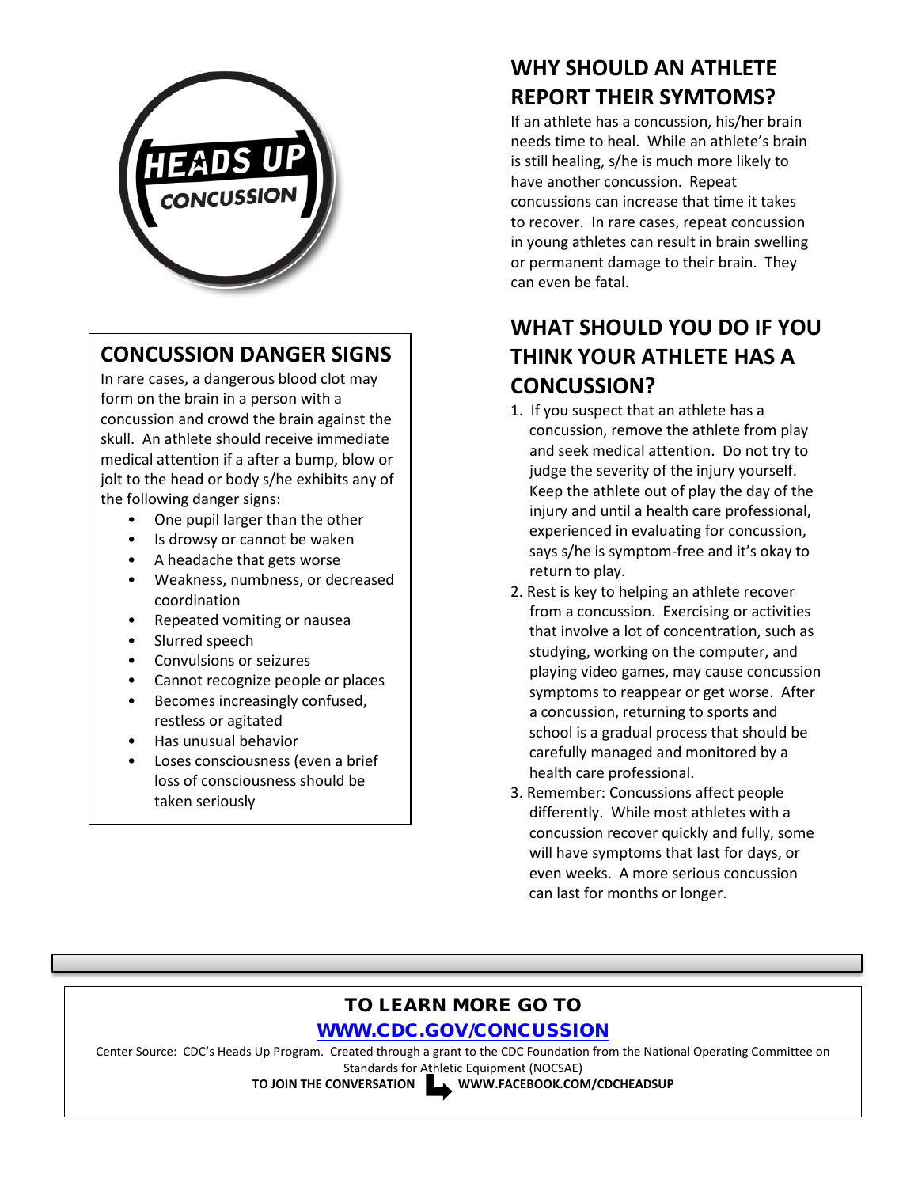HEADS UP CONCUSSION

## CONCUSSION DANGER SIGNS

In rare cases, a dangerous blood clot may form on the brain in a person with a concussion and crowd the brain against the skull. An athlete should receive immediate medical attention if a after a bump, blow or jolt to the head or body s/he exhibits any of the following danger signs:

- One pupil larger than the other
- Is drowsy or cannot be waken
- A headache that gets worse
- Weakness, numbness, or decreased coordination
- Repeated vomiting or nausea
- Slurred speech
- Convulsions or seizures
- Cannot recognize people or places
- Becomes increasingly confused, restless or agitated
- Has unusual behavior
- Loses consciousness (even a brief loss of consciousness should be taken seriously

## WHY SHOULD AN ATHLETE REPORT THEIR SYMTOMS?

If an athlete has a concussion, his/her brain needs time to heal. While an athlete's brain is still healing, s/he is much more likely to have another concussion. Repeat concussions can increase that time it takes to recover. In rare cases, repeat concussion in young athletes can result in brain swelling or permanent damage to their brain. They can even be fatal.

## WHAT SHOULD YOU DO IF YOU THINK YOUR ATHLETE HAS A CONCUSSION?

1. If you suspect that an athlete has a concussion, remove the athlete from play and seek medical attention. Do not try to judge the severity of the injury yourself. Keep the athlete out of play the day of the injury and until a health care professional, experienced in evaluating for concussion, says s/he is symptom-free and it's okay to return to play.
2. Rest is key to helping an athlete recover from a concussion. Exercising or activities that involve a lot of concentration, such as studying, working on the computer, and playing video games, may cause concussion symptoms to reappear or get worse. After a concussion, returning to sports and school is a gradual process that should be carefully managed and monitored by a health care professional.
3. Remember: Concussions affect people differently. While most athletes with a concussion recover quickly and fully, some will have symptoms that last for days, or even weeks. A more serious concussion can last for months or longer.

**TO LEARN MORE GO TO**

**WWW.CDC.GOV/CONCUSSION**

Center Source: CDC's Heads Up Program. Created through a grant to the CDC Foundation from the National Operating Committee on Standards for Athletic Equipment (NOCSAE)

**TO JOIN THE CONVERSATION** **WWW.FACEBOOK.COM/CDCHEADSUP**